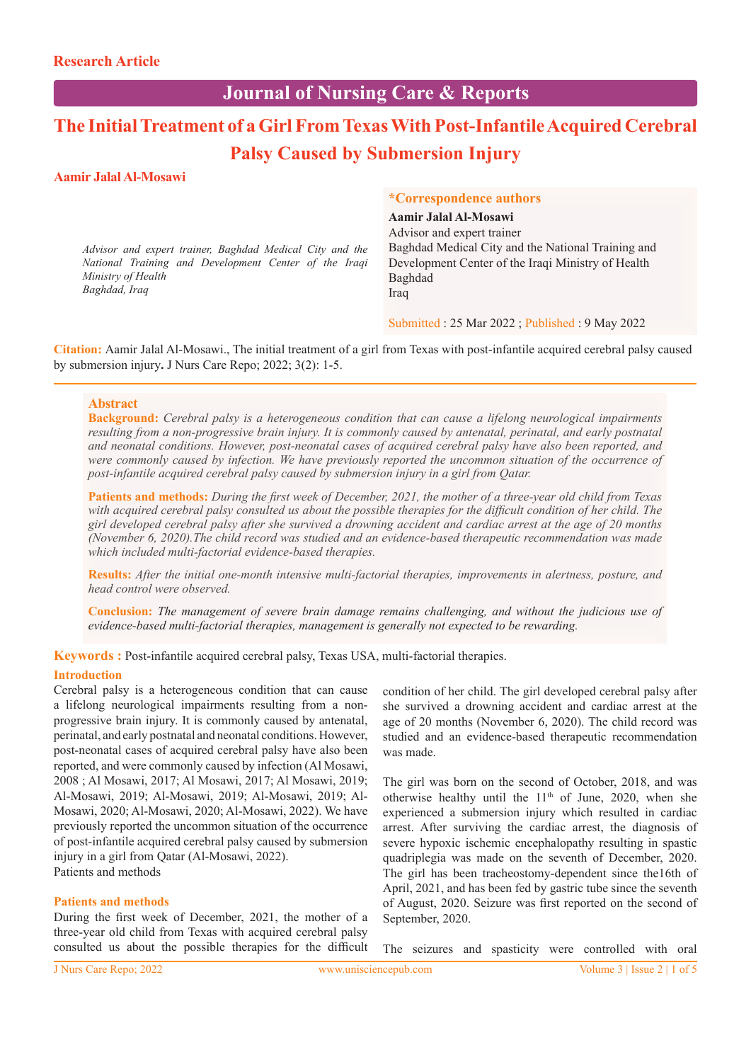Research Article

# The Initial Treatment of a Girl From Texas With Post-Infantile Acquired Cerebral Palsy Caused by Submersion Injury

**Aamir Jalal Al-Mosawi**

*Advisor and expert trainer, Baghdad Medical City and the National Training and Development Center of the Iraqi Ministry of Health*
*Baghdad, Iraq*

**\*Correspondence authors**
**Aamir Jalal Al-Mosawi**
Advisor and expert trainer
Baghdad Medical City and the National Training and Development Center of the Iraqi Ministry of Health
Baghdad
Iraq

Submitted : 25 Mar 2022 ; Published : 9 May 2022

**Citation:** Aamir Jalal Al-Mosawi., The initial treatment of a girl from Texas with post-infantile acquired cerebral palsy caused by submersion injury**.** J Nurs Care Repo; 2022; 3(2): 1-5.

## Abstract

**Background:** *Cerebral palsy is a heterogeneous condition that can cause a lifelong neurological impairments resulting from a non-progressive brain injury. It is commonly caused by antenatal, perinatal, and early postnatal and neonatal conditions. However, post-neonatal cases of acquired cerebral palsy have also been reported, and were commonly caused by infection. We have previously reported the uncommon situation of the occurrence of post-infantile acquired cerebral palsy caused by submersion injury in a girl from Qatar.*

**Patients and methods:** *During the first week of December, 2021, the mother of a three-year old child from Texas with acquired cerebral palsy consulted us about the possible therapies for the difficult condition of her child. The girl developed cerebral palsy after she survived a drowning accident and cardiac arrest at the age of 20 months (November 6, 2020).The child record was studied and an evidence-based therapeutic recommendation was made which included multi-factorial evidence-based therapies.*

**Results:** *After the initial one-month intensive multi-factorial therapies, improvements in alertness, posture, and head control were observed.*

**Conclusion:** *The management of severe brain damage remains challenging, and without the judicious use of evidence-based multi-factorial therapies, management is generally not expected to be rewarding.*

**Keywords :** Post-infantile acquired cerebral palsy, Texas USA, multi-factorial therapies.

## Introduction

Cerebral palsy is a heterogeneous condition that can cause a lifelong neurological impairments resulting from a non-progressive brain injury. It is commonly caused by antenatal, perinatal, and early postnatal and neonatal conditions. However, post-neonatal cases of acquired cerebral palsy have also been reported, and were commonly caused by infection (Al Mosawi, 2008 ; Al Mosawi, 2017; Al Mosawi, 2017; Al Mosawi, 2019; Al-Mosawi, 2019; Al-Mosawi, 2019; Al-Mosawi, 2019; Al-Mosawi, 2020; Al-Mosawi, 2020; Al-Mosawi, 2022). We have previously reported the uncommon situation of the occurrence of post-infantile acquired cerebral palsy caused by submersion injury in a girl from Qatar (Al-Mosawi, 2022).
Patients and methods

## Patients and methods

During the first week of December, 2021, the mother of a three-year old child from Texas with acquired cerebral palsy consulted us about the possible therapies for the difficult condition of her child. The girl developed cerebral palsy after she survived a drowning accident and cardiac arrest at the age of 20 months (November 6, 2020). The child record was studied and an evidence-based therapeutic recommendation was made.

The girl was born on the second of October, 2018, and was otherwise healthy until the 11th of June, 2020, when she experienced a submersion injury which resulted in cardiac arrest. After surviving the cardiac arrest, the diagnosis of severe hypoxic ischemic encephalopathy resulting in spastic quadriplegia was made on the seventh of December, 2020. The girl has been tracheostomy-dependent since the16th of April, 2021, and has been fed by gastric tube since the seventh of August, 2020. Seizure was first reported on the second of September, 2020.

The seizures and spasticity were controlled with oral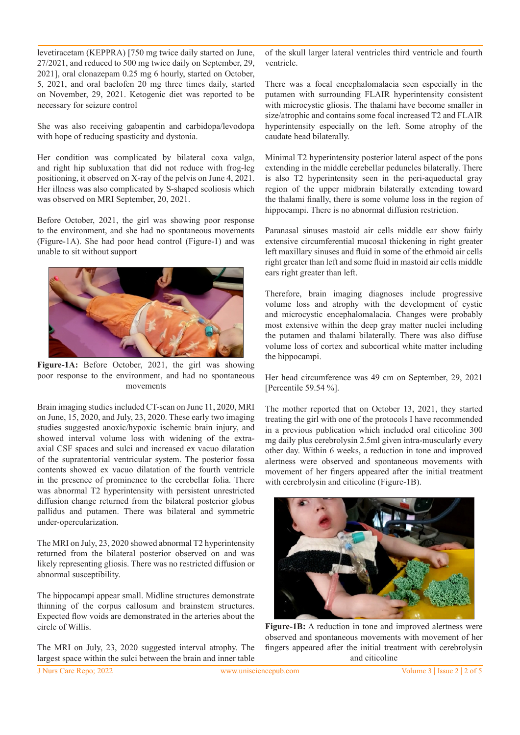levetiracetam (KEPPRA) [750 mg twice daily started on June, 27/2021, and reduced to 500 mg twice daily on September, 29, 2021], oral clonazepam 0.25 mg 6 hourly, started on October, 5, 2021, and oral baclofen 20 mg three times daily, started on November, 29, 2021. Ketogenic diet was reported to be necessary for seizure control

She was also receiving gabapentin and carbidopa/levodopa with hope of reducing spasticity and dystonia.

Her condition was complicated by bilateral coxa valga, and right hip subluxation that did not reduce with frog-leg positioning, it observed on X-ray of the pelvis on June 4, 2021. Her illness was also complicated by S-shaped scoliosis which was observed on MRI September, 20, 2021.

Before October, 2021, the girl was showing poor response to the environment, and she had no spontaneous movements (Figure-1A). She had poor head control (Figure-1) and was unable to sit without support

**Figure-1A:** Before October, 2021, the girl was showing poor response to the environment, and had no spontaneous movements

Brain imaging studies included CT-scan on June 11, 2020, MRI on June, 15, 2020, and July, 23, 2020. These early two imaging studies suggested anoxic/hypoxic ischemic brain injury, and showed interval volume loss with widening of the extra-axial CSF spaces and sulci and increased ex vacuo dilatation of the supratentorial ventricular system. The posterior fossa contents showed ex vacuo dilatation of the fourth ventricle in the presence of prominence to the cerebellar folia. There was abnormal T2 hyperintensity with persistent unrestricted diffusion change returned from the bilateral posterior globus pallidus and putamen. There was bilateral and symmetric under-opercularization.

The MRI on July, 23, 2020 showed abnormal T2 hyperintensity returned from the bilateral posterior observed on and was likely representing gliosis. There was no restricted diffusion or abnormal susceptibility.

The hippocampi appear small. Midline structures demonstrate thinning of the corpus callosum and brainstem structures. Expected flow voids are demonstrated in the arteries about the circle of Willis.

The MRI on July, 23, 2020 suggested interval atrophy. The largest space within the sulci between the brain and inner table of the skull larger lateral ventricles third ventricle and fourth ventricle.

There was a focal encephalomalacia seen especially in the putamen with surrounding FLAIR hyperintensity consistent with microcystic gliosis. The thalami have become smaller in size/atrophic and contains some focal increased T2 and FLAIR hyperintensity especially on the left. Some atrophy of the caudate head bilaterally.

Minimal T2 hyperintensity posterior lateral aspect of the pons extending in the middle cerebellar peduncles bilaterally. There is also T2 hyperintensity seen in the peri-aqueductal gray region of the upper midbrain bilaterally extending toward the thalami finally, there is some volume loss in the region of hippocampi. There is no abnormal diffusion restriction.

Paranasal sinuses mastoid air cells middle ear show fairly extensive circumferential mucosal thickening in right greater left maxillary sinuses and fluid in some of the ethmoid air cells right greater than left and some fluid in mastoid air cells middle ears right greater than left.

Therefore, brain imaging diagnoses include progressive volume loss and atrophy with the development of cystic and microcystic encephalomalacia. Changes were probably most extensive within the deep gray matter nuclei including the putamen and thalami bilaterally. There was also diffuse volume loss of cortex and subcortical white matter including the hippocampi.

Her head circumference was 49 cm on September, 29, 2021 [Percentile 59.54 %].

The mother reported that on October 13, 2021, they started treating the girl with one of the protocols I have recommended in a previous publication which included oral citicoline 300 mg daily plus cerebrolysin 2.5ml given intra-muscularly every other day. Within 6 weeks, a reduction in tone and improved alertness were observed and spontaneous movements with movement of her fingers appeared after the initial treatment with cerebrolysin and citicoline (Figure-1B).

**Figure-1B:** A reduction in tone and improved alertness were observed and spontaneous movements with movement of her fingers appeared after the initial treatment with cerebrolysin and citicoline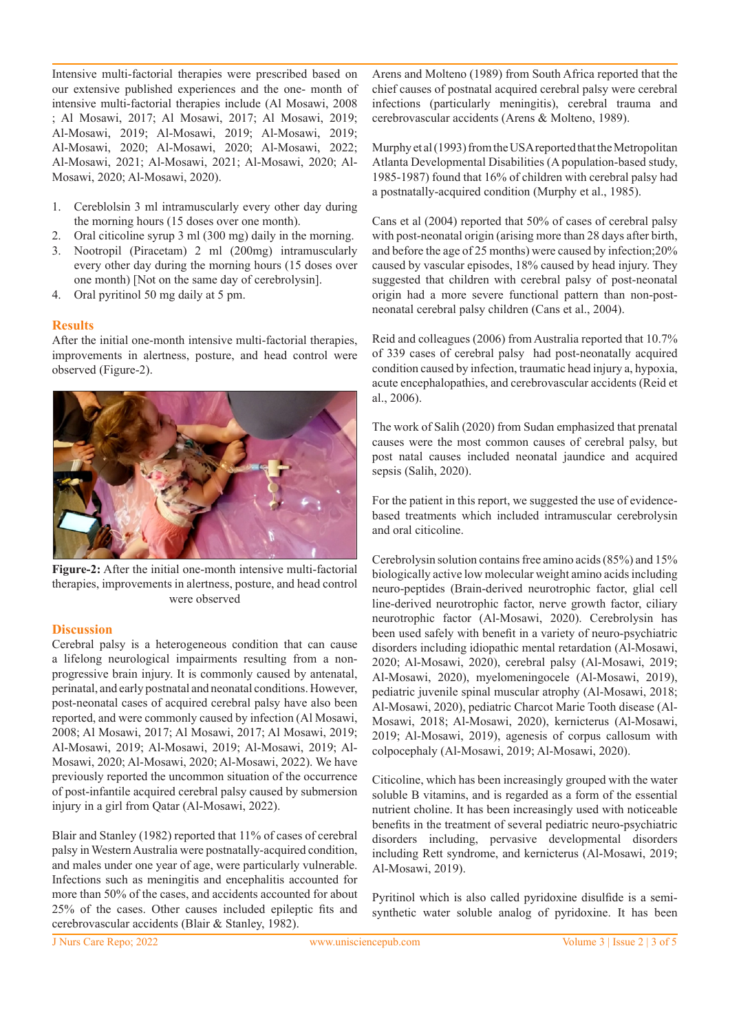Intensive multi-factorial therapies were prescribed based on our extensive published experiences and the one- month of intensive multi-factorial therapies include (Al Mosawi, 2008 ; Al Mosawi, 2017; Al Mosawi, 2017; Al Mosawi, 2019; Al-Mosawi, 2019; Al-Mosawi, 2019; Al-Mosawi, 2019; Al-Mosawi, 2020; Al-Mosawi, 2020; Al-Mosawi, 2022; Al-Mosawi, 2021; Al-Mosawi, 2021; Al-Mosawi, 2020; Al-Mosawi, 2020; Al-Mosawi, 2020).

1. Cereblolsin 3 ml intramuscularly every other day during the morning hours (15 doses over one month).
2. Oral citicoline syrup 3 ml (300 mg) daily in the morning.
3. Nootropil (Piracetam) 2 ml (200mg) intramuscularly every other day during the morning hours (15 doses over one month) [Not on the same day of cerebrolysin].
4. Oral pyritinol 50 mg daily at 5 pm.

## Results

After the initial one-month intensive multi-factorial therapies, improvements in alertness, posture, and head control were observed (Figure-2).

**Figure-2:** After the initial one-month intensive multi-factorial therapies, improvements in alertness, posture, and head control were observed

## Discussion

Cerebral palsy is a heterogeneous condition that can cause a lifelong neurological impairments resulting from a non-progressive brain injury. It is commonly caused by antenatal, perinatal, and early postnatal and neonatal conditions. However, post-neonatal cases of acquired cerebral palsy have also been reported, and were commonly caused by infection (Al Mosawi, 2008; Al Mosawi, 2017; Al Mosawi, 2017; Al Mosawi, 2019; Al-Mosawi, 2019; Al-Mosawi, 2019; Al-Mosawi, 2019; Al-Mosawi, 2020; Al-Mosawi, 2020; Al-Mosawi, 2022). We have previously reported the uncommon situation of the occurrence of post-infantile acquired cerebral palsy caused by submersion injury in a girl from Qatar (Al-Mosawi, 2022).

Blair and Stanley (1982) reported that 11% of cases of cerebral palsy in Western Australia were postnatally-acquired condition, and males under one year of age, were particularly vulnerable. Infections such as meningitis and encephalitis accounted for more than 50% of the cases, and accidents accounted for about 25% of the cases. Other causes included epileptic fits and cerebrovascular accidents (Blair & Stanley, 1982).

Arens and Molteno (1989) from South Africa reported that the chief causes of postnatal acquired cerebral palsy were cerebral infections (particularly meningitis), cerebral trauma and cerebrovascular accidents (Arens & Molteno, 1989).

Murphy et al (1993) from the USA reported that the Metropolitan Atlanta Developmental Disabilities (A population-based study, 1985-1987) found that 16% of children with cerebral palsy had a postnatally-acquired condition (Murphy et al., 1985).

Cans et al (2004) reported that 50% of cases of cerebral palsy with post-neonatal origin (arising more than 28 days after birth, and before the age of 25 months) were caused by infection;20% caused by vascular episodes, 18% caused by head injury. They suggested that children with cerebral palsy of post-neonatal origin had a more severe functional pattern than non-post-neonatal cerebral palsy children (Cans et al., 2004).

Reid and colleagues (2006) from Australia reported that 10.7% of 339 cases of cerebral palsy had post-neonatally acquired condition caused by infection, traumatic head injury a, hypoxia, acute encephalopathies, and cerebrovascular accidents (Reid et al., 2006).

The work of Salih (2020) from Sudan emphasized that prenatal causes were the most common causes of cerebral palsy, but post natal causes included neonatal jaundice and acquired sepsis (Salih, 2020).

For the patient in this report, we suggested the use of evidence-based treatments which included intramuscular cerebrolysin and oral citicoline.

Cerebrolysin solution contains free amino acids (85%) and 15% biologically active low molecular weight amino acids including neuro-peptides (Brain-derived neurotrophic factor, glial cell line-derived neurotrophic factor, nerve growth factor, ciliary neurotrophic factor (Al-Mosawi, 2020). Cerebrolysin has been used safely with benefit in a variety of neuro-psychiatric disorders including idiopathic mental retardation (Al-Mosawi, 2020; Al-Mosawi, 2020), cerebral palsy (Al-Mosawi, 2019; Al-Mosawi, 2020), myelomeningocele (Al-Mosawi, 2019), pediatric juvenile spinal muscular atrophy (Al-Mosawi, 2018; Al-Mosawi, 2020), pediatric Charcot Marie Tooth disease (Al-Mosawi, 2018; Al-Mosawi, 2020), kernicterus (Al-Mosawi, 2019; Al-Mosawi, 2019), agenesis of corpus callosum with colpocephaly (Al-Mosawi, 2019; Al-Mosawi, 2020).

Citicoline, which has been increasingly grouped with the water soluble B vitamins, and is regarded as a form of the essential nutrient choline. It has been increasingly used with noticeable benefits in the treatment of several pediatric neuro-psychiatric disorders including, pervasive developmental disorders including Rett syndrome, and kernicterus (Al-Mosawi, 2019; Al-Mosawi, 2019).

Pyritinol which is also called pyridoxine disulfide is a semi-synthetic water soluble analog of pyridoxine. It has been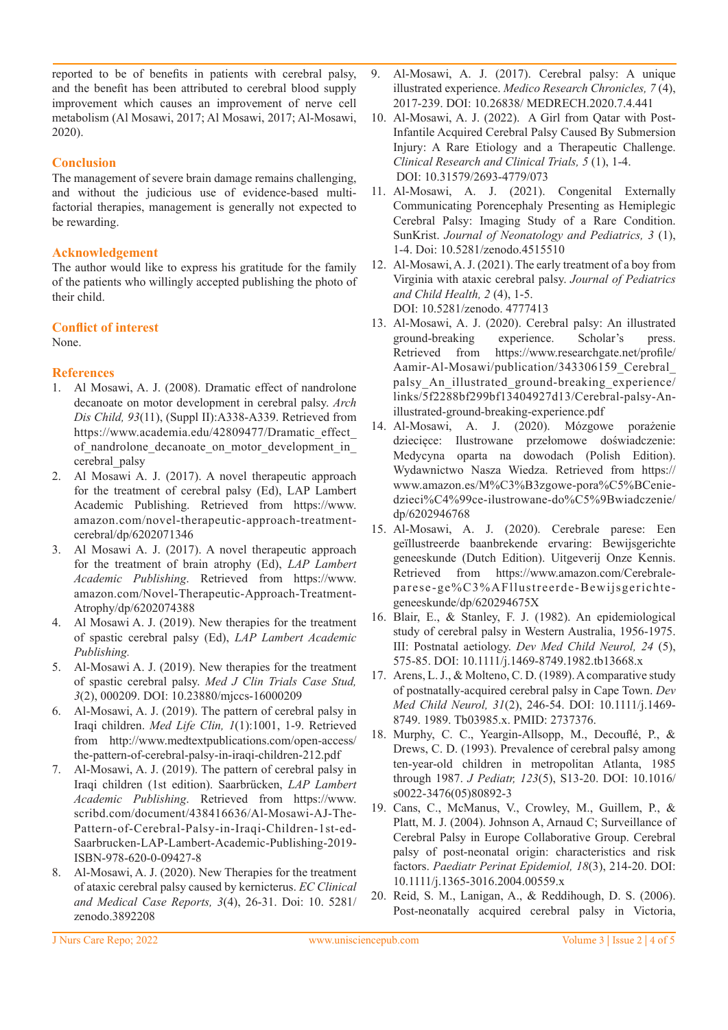reported to be of benefits in patients with cerebral palsy, and the benefit has been attributed to cerebral blood supply improvement which causes an improvement of nerve cell metabolism (Al Mosawi, 2017; Al Mosawi, 2017; Al-Mosawi, 2020).

## Conclusion

The management of severe brain damage remains challenging, and without the judicious use of evidence-based multi-factorial therapies, management is generally not expected to be rewarding.

## Acknowledgement

The author would like to express his gratitude for the family of the patients who willingly accepted publishing the photo of their child.

## Conflict of interest

None.

## References

1. Al Mosawi, A. J. (2008). Dramatic effect of nandrolone decanoate on motor development in cerebral palsy. *Arch Dis Child, 93*(11), (Suppl II):A338-A339. Retrieved from https://www.academia.edu/42809477/Dramatic_effect_of_nandrolone_decanoate_on_motor_development_in_cerebral_palsy
2. Al Mosawi A. J. (2017). A novel therapeutic approach for the treatment of cerebral palsy (Ed), LAP Lambert Academic Publishing. Retrieved from https://www.amazon.com/novel-therapeutic-approach-treatment-cerebral/dp/6202071346
3. Al Mosawi A. J. (2017). A novel therapeutic approach for the treatment of brain atrophy (Ed), *LAP Lambert Academic Publishing*. Retrieved from https://www.amazon.com/Novel-Therapeutic-Approach-Treatment-Atrophy/dp/6202074388
4. Al Mosawi A. J. (2019). New therapies for the treatment of spastic cerebral palsy (Ed), *LAP Lambert Academic Publishing.*
5. Al-Mosawi A. J. (2019). New therapies for the treatment of spastic cerebral palsy. *Med J Clin Trials Case Stud, 3*(2), 000209. DOI: 10.23880/mjccs-16000209
6. Al-Mosawi, A. J. (2019). The pattern of cerebral palsy in Iraqi children. *Med Life Clin, 1*(1):1001, 1-9. Retrieved from http://www.medtextpublications.com/open-access/the-pattern-of-cerebral-palsy-in-iraqi-children-212.pdf
7. Al-Mosawi, A. J. (2019). The pattern of cerebral palsy in Iraqi children (1st edition). Saarbrücken, *LAP Lambert Academic Publishing*. Retrieved from https://www.scribd.com/document/438416636/Al-Mosawi-AJ-The-Pattern-of-Cerebral-Palsy-in-Iraqi-Children-1st-ed-Saarbrucken-LAP-Lambert-Academic-Publishing-2019-ISBN-978-620-0-09427-8
8. Al-Mosawi, A. J. (2020). New Therapies for the treatment of ataxic cerebral palsy caused by kernicterus. *EC Clinical and Medical Case Reports, 3*(4), 26-31. Doi: 10. 5281/zenodo.3892208
9. Al-Mosawi, A. J. (2017). Cerebral palsy: A unique illustrated experience. *Medico Research Chronicles, 7* (4), 2017-239. DOI: 10.26838/ MEDRECH.2020.7.4.441
10. Al-Mosawi, A. J. (2022). A Girl from Qatar with Post-Infantile Acquired Cerebral Palsy Caused By Submersion Injury: A Rare Etiology and a Therapeutic Challenge. *Clinical Research and Clinical Trials, 5* (1), 1-4. DOI: 10.31579/2693-4779/073
11. Al-Mosawi, A. J. (2021). Congenital Externally Communicating Porencephaly Presenting as Hemiplegic Cerebral Palsy: Imaging Study of a Rare Condition. SunKrist. *Journal of Neonatology and Pediatrics, 3* (1), 1-4. Doi: 10.5281/zenodo.4515510
12. Al-Mosawi, A. J. (2021). The early treatment of a boy from Virginia with ataxic cerebral palsy. *Journal of Pediatrics and Child Health, 2* (4), 1-5. DOI: 10.5281/zenodo. 4777413
13. Al-Mosawi, A. J. (2020). Cerebral palsy: An illustrated ground-breaking experience. Scholar's press. Retrieved from https://www.researchgate.net/profile/Aamir-Al-Mosawi/publication/343306159_Cerebral_palsy_An_illustrated_ground-breaking_experience/links/5f2288bf299bf13404927d13/Cerebral-palsy-An-illustrated-ground-breaking-experience.pdf
14. Al-Mosawi, A. J. (2020). Mózgowe porażenie dziecięce: Ilustrowane przełomowe doświadczenie: Medycyna oparta na dowodach (Polish Edition). Wydawnictwo Nasza Wiedza. Retrieved from https://www.amazon.es/M%C3%B3zgowe-pora%C5%BCenie-dzieci%C4%99ce-ilustrowane-do%C5%9Bwiadczenie/dp/6202946768
15. Al-Mosawi, A. J. (2020). Cerebrale parese: Een geïllustreerde baanbrekende ervaring: Bewijsgerichte geneeskunde (Dutch Edition). Uitgeverij Onze Kennis. Retrieved from https://www.amazon.com/Cerebrale-parese-ge%C3%AFllustreerde-Bewijsgerichte-geneeskunde/dp/620294675X
16. Blair, E., & Stanley, F. J. (1982). An epidemiological study of cerebral palsy in Western Australia, 1956-1975. III: Postnatal aetiology. *Dev Med Child Neurol, 24* (5), 575-85. DOI: 10.1111/j.1469-8749.1982.tb13668.x
17. Arens, L. J., & Molteno, C. D. (1989). A comparative study of postnatally-acquired cerebral palsy in Cape Town. *Dev Med Child Neurol, 31*(2), 246-54. DOI: 10.1111/j.1469-8749. 1989. Tb03985.x. PMID: 2737376.
18. Murphy, C. C., Yeargin-Allsopp, M., Decouflé, P., & Drews, C. D. (1993). Prevalence of cerebral palsy among ten-year-old children in metropolitan Atlanta, 1985 through 1987. *J Pediatr, 123*(5), S13-20. DOI: 10.1016/s0022-3476(05)80892-3
19. Cans, C., McManus, V., Crowley, M., Guillem, P., & Platt, M. J. (2004). Johnson A, Arnaud C; Surveillance of Cerebral Palsy in Europe Collaborative Group. Cerebral palsy of post-neonatal origin: characteristics and risk factors. *Paediatr Perinat Epidemiol, 18*(3), 214-20. DOI: 10.1111/j.1365-3016.2004.00559.x
20. Reid, S. M., Lanigan, A., & Reddihough, D. S. (2006). Post-neonatally acquired cerebral palsy in Victoria,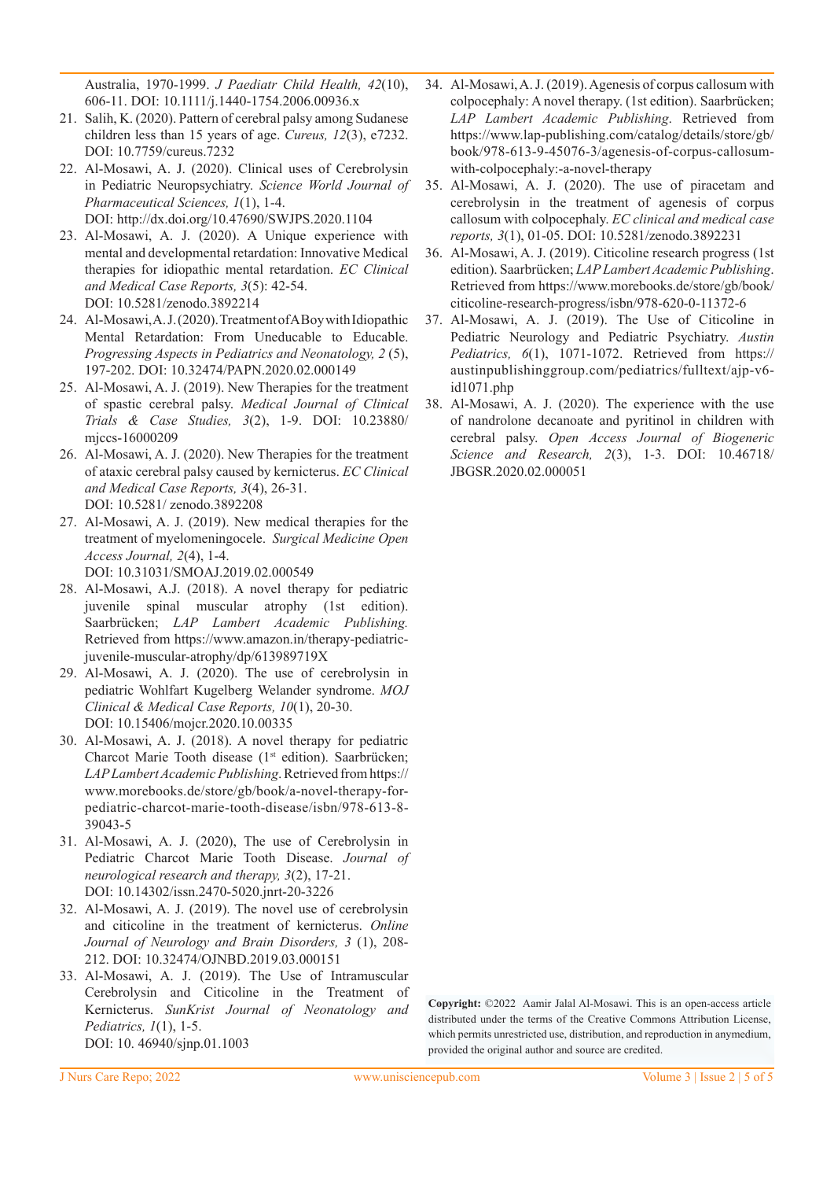Australia, 1970-1999. *J Paediatr Child Health, 42*(10), 606-11. DOI: 10.1111/j.1440-1754.2006.00936.x

21. Salih, K. (2020). Pattern of cerebral palsy among Sudanese children less than 15 years of age. *Cureus, 12*(3), e7232. DOI: 10.7759/cureus.7232
22. Al-Mosawi, A. J. (2020). Clinical uses of Cerebrolysin in Pediatric Neuropsychiatry. *Science World Journal of Pharmaceutical Sciences, 1*(1), 1-4. DOI: http://dx.doi.org/10.47690/SWJPS.2020.1104
23. Al-Mosawi, A. J. (2020). A Unique experience with mental and developmental retardation: Innovative Medical therapies for idiopathic mental retardation. *EC Clinical and Medical Case Reports, 3*(5): 42-54. DOI: 10.5281/zenodo.3892214
24. Al-Mosawi, A. J. (2020). Treatment of A Boy with Idiopathic Mental Retardation: From Uneducable to Educable. *Progressing Aspects in Pediatrics and Neonatology, 2* (5), 197-202. DOI: 10.32474/PAPN.2020.02.000149
25. Al-Mosawi, A. J. (2019). New Therapies for the treatment of spastic cerebral palsy. *Medical Journal of Clinical Trials & Case Studies, 3*(2), 1-9. DOI: 10.23880/mjccs-16000209
26. Al-Mosawi, A. J. (2020). New Therapies for the treatment of ataxic cerebral palsy caused by kernicterus. *EC Clinical and Medical Case Reports, 3*(4), 26-31. DOI: 10.5281/ zenodo.3892208
27. Al-Mosawi, A. J. (2019). New medical therapies for the treatment of myelomeningocele. *Surgical Medicine Open Access Journal, 2*(4), 1-4. DOI: 10.31031/SMOAJ.2019.02.000549
28. Al-Mosawi, A.J. (2018). A novel therapy for pediatric juvenile spinal muscular atrophy (1st edition). Saarbrücken; *LAP Lambert Academic Publishing.* Retrieved from https://www.amazon.in/therapy-pediatric-juvenile-muscular-atrophy/dp/613989719X
29. Al-Mosawi, A. J. (2020). The use of cerebrolysin in pediatric Wohlfart Kugelberg Welander syndrome. *MOJ Clinical & Medical Case Reports, 10*(1), 20-30. DOI: 10.15406/mojcr.2020.10.00335
30. Al-Mosawi, A. J. (2018). A novel therapy for pediatric Charcot Marie Tooth disease (1st edition). Saarbrücken; *LAP Lambert Academic Publishing*. Retrieved from https://www.morebooks.de/store/gb/book/a-novel-therapy-for-pediatric-charcot-marie-tooth-disease/isbn/978-613-8-39043-5
31. Al-Mosawi, A. J. (2020), The use of Cerebrolysin in Pediatric Charcot Marie Tooth Disease. *Journal of neurological research and therapy, 3*(2), 17-21. DOI: 10.14302/issn.2470-5020.jnrt-20-3226
32. Al-Mosawi, A. J. (2019). The novel use of cerebrolysin and citicoline in the treatment of kernicterus. *Online Journal of Neurology and Brain Disorders, 3* (1), 208-212. DOI: 10.32474/OJNBD.2019.03.000151
33. Al-Mosawi, A. J. (2019). The Use of Intramuscular Cerebrolysin and Citicoline in the Treatment of Kernicterus. *SunKrist Journal of Neonatology and Pediatrics, 1*(1), 1-5. DOI: 10. 46940/sjnp.01.1003
34. Al-Mosawi, A. J. (2019). Agenesis of corpus callosum with colpocephaly: A novel therapy. (1st edition). Saarbrücken; *LAP Lambert Academic Publishing*. Retrieved from https://www.lap-publishing.com/catalog/details/store/gb/book/978-613-9-45076-3/agenesis-of-corpus-callosum-with-colpocephaly:-a-novel-therapy
35. Al-Mosawi, A. J. (2020). The use of piracetam and cerebrolysin in the treatment of agenesis of corpus callosum with colpocephaly. *EC clinical and medical case reports, 3*(1), 01-05. DOI: 10.5281/zenodo.3892231
36. Al-Mosawi, A. J. (2019). Citicoline research progress (1st edition). Saarbrücken; *LAP Lambert Academic Publishing*. Retrieved from https://www.morebooks.de/store/gb/book/citicoline-research-progress/isbn/978-620-0-11372-6
37. Al-Mosawi, A. J. (2019). The Use of Citicoline in Pediatric Neurology and Pediatric Psychiatry. *Austin Pediatrics, 6*(1), 1071-1072. Retrieved from https://austinpublishinggroup.com/pediatrics/fulltext/ajp-v6-id1071.php
38. Al-Mosawi, A. J. (2020). The experience with the use of nandrolone decanoate and pyritinol in children with cerebral palsy. *Open Access Journal of Biogeneric Science and Research, 2*(3), 1-3. DOI: 10.46718/JBGSR.2020.02.000051

**Copyright:** ©2022 Aamir Jalal Al-Mosawi. This is an open-access article distributed under the terms of the Creative Commons Attribution License, which permits unrestricted use, distribution, and reproduction in anymedium, provided the original author and source are credited.